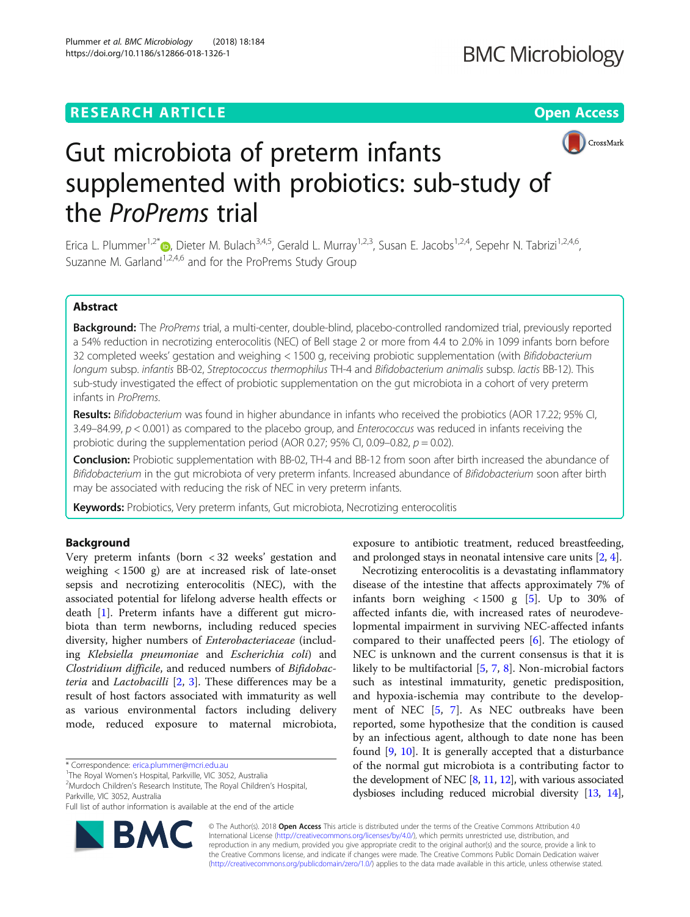# RESEARCH ARTICLE

# Gut microbiota of preterm infants supplemented with probiotics: sub-study of the *ProPrems* trial

Erica L. Plummer[1,2*], Dieter M. Bulach[3,4,5], Gerald L. Murray[1,2,3], Susan E. Jacobs[1,2,4], Sepehr N. Tabrizi[1,2,4,6], Suzanne M. Garland[1,2,4,6] and for the ProPrems Study Group

## Abstract

**Background:** The *ProPrems* trial, a multi-center, double-blind, placebo-controlled randomized trial, previously reported a 54% reduction in necrotizing enterocolitis (NEC) of Bell stage 2 or more from 4.4 to 2.0% in 1099 infants born before 32 completed weeks' gestation and weighing < 1500 g, receiving probiotic supplementation (with *Bifidobacterium longum* subsp. *infantis* BB-02, *Streptococcus thermophilus* TH-4 and *Bifidobacterium animalis* subsp. *lactis* BB-12). This sub-study investigated the effect of probiotic supplementation on the gut microbiota in a cohort of very preterm infants in *ProPrems*.

**Results:** *Bifidobacterium* was found in higher abundance in infants who received the probiotics (AOR 17.22; 95% CI, 3.49–84.99, $p < 0.001$) as compared to the placebo group, and *Enterococcus* was reduced in infants receiving the probiotic during the supplementation period (AOR 0.27; 95% CI, 0.09–0.82, $p = 0.02$).

**Conclusion:** Probiotic supplementation with BB-02, TH-4 and BB-12 from soon after birth increased the abundance of *Bifidobacterium* in the gut microbiota of very preterm infants. Increased abundance of *Bifidobacterium* soon after birth may be associated with reducing the risk of NEC in very preterm infants.

**Keywords:** Probiotics, Very preterm infants, Gut microbiota, Necrotizing enterocolitis

## Background

Very preterm infants (born < 32 weeks' gestation and weighing < 1500 g) are at increased risk of late-onset sepsis and necrotizing enterocolitis (NEC), with the associated potential for lifelong adverse health effects or death [1]. Preterm infants have a different gut microbiota than term newborns, including reduced species diversity, higher numbers of *Enterobacteriaceae* (including *Klebsiella pneumoniae* and *Escherichia coli*) and *Clostridium difficile*, and reduced numbers of *Bifidobacteria* and *Lactobacilli* [2, 3]. These differences may be a result of host factors associated with immaturity as well as various environmental factors including delivery mode, reduced exposure to maternal microbiota, exposure to antibiotic treatment, reduced breastfeeding, and prolonged stays in neonatal intensive care units [2, 4].

Necrotizing enterocolitis is a devastating inflammatory disease of the intestine that affects approximately 7% of infants born weighing < 1500 g [5]. Up to 30% of affected infants die, with increased rates of neurodevelopmental impairment in surviving NEC-affected infants compared to their unaffected peers [6]. The etiology of NEC is unknown and the current consensus is that it is likely to be multifactorial [5, 7, 8]. Non-microbial factors such as intestinal immaturity, genetic predisposition, and hypoxia-ischemia may contribute to the development of NEC [5, 7]. As NEC outbreaks have been reported, some hypothesize that the condition is caused by an infectious agent, although to date none has been found [9, 10]. It is generally accepted that a disturbance of the normal gut microbiota is a contributing factor to the development of NEC [8, 11, 12], with various associated dysbioses including reduced microbial diversity [13, 14],

* Correspondence: erica.plummer@mcri.edu.au
[1]The Royal Women's Hospital, Parkville, VIC 3052, Australia
[2]Murdoch Children's Research Institute, The Royal Children's Hospital, Parkville, VIC 3052, Australia
Full list of author information is available at the end of the article

© The Author(s). 2018 **Open Access** This article is distributed under the terms of the Creative Commons Attribution 4.0 International License (http://creativecommons.org/licenses/by/4.0/), which permits unrestricted use, distribution, and reproduction in any medium, provided you give appropriate credit to the original author(s) and the source, provide a link to the Creative Commons license, and indicate if changes were made. The Creative Commons Public Domain Dedication waiver (http://creativecommons.org/publicdomain/zero/1.0/) applies to the data made available in this article, unless otherwise stated.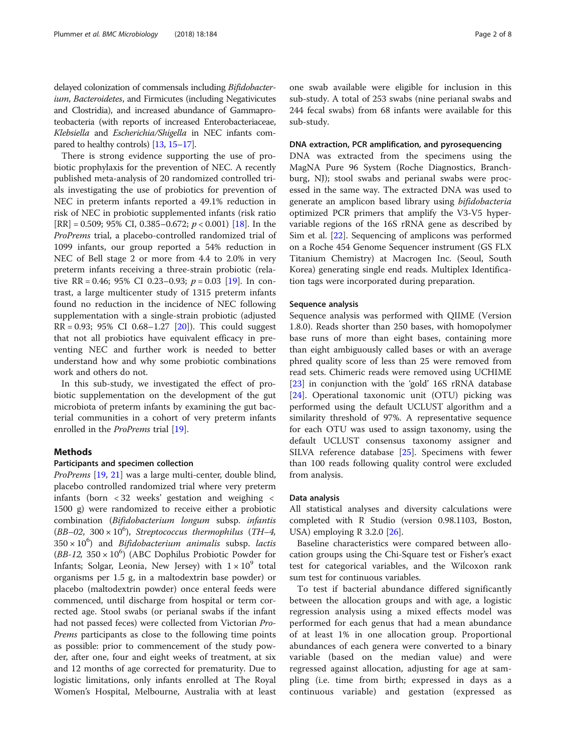delayed colonization of commensals including *Bifidobacterium*, *Bacteroidetes*, and Firmicutes (including Negativicutes and Clostridia), and increased abundance of Gammaproteobacteria (with reports of increased Enterobacteriaceae, *Klebsiella* and *Escherichia/Shigella* in NEC infants compared to healthy controls) [13, 15–17].

There is strong evidence supporting the use of probiotic prophylaxis for the prevention of NEC. A recently published meta-analysis of 20 randomized controlled trials investigating the use of probiotics for prevention of NEC in preterm infants reported a 49.1% reduction in risk of NEC in probiotic supplemented infants (risk ratio [RR] = 0.509; 95% CI, 0.385–0.672; $p < 0.001$) [18]. In the *ProPrems* trial, a placebo-controlled randomized trial of 1099 infants, our group reported a 54% reduction in NEC of Bell stage 2 or more from 4.4 to 2.0% in very preterm infants receiving a three-strain probiotic (relative RR = 0.46; 95% CI 0.23–0.93; $p = 0.03$ [19]. In contrast, a large multicenter study of 1315 preterm infants found no reduction in the incidence of NEC following supplementation with a single-strain probiotic (adjusted RR = 0.93; 95% CI 0.68–1.27 [20]). This could suggest that not all probiotics have equivalent efficacy in preventing NEC and further work is needed to better understand how and why some probiotic combinations work and others do not.

In this sub-study, we investigated the effect of probiotic supplementation on the development of the gut microbiota of preterm infants by examining the gut bacterial communities in a cohort of very preterm infants enrolled in the *ProPrems* trial [19].

## Methods

### Participants and specimen collection

*ProPrems* [19, 21] was a large multi-center, double blind, placebo controlled randomized trial where very preterm infants (born < 32 weeks' gestation and weighing < 1500 g) were randomized to receive either a probiotic combination (*Bifidobacterium longum* subsp. *infantis* (*BB–02*, $300 \times 10^6$), *Streptococcus thermophilus* (*TH–4*, $350 \times 10^6$) and *Bifidobacterium animalis* subsp. *lactis* (*BB-12*, $350 \times 10^6$) (ABC Dophilus Probiotic Powder for Infants; Solgar, Leonia, New Jersey) with $1 \times 10^9$ total organisms per 1.5 g, in a maltodextrin base powder) or placebo (maltodextrin powder) once enteral feeds were commenced, until discharge from hospital or term corrected age. Stool swabs (or perianal swabs if the infant had not passed feces) were collected from Victorian *ProPrems* participants as close to the following time points as possible: prior to commencement of the study powder, after one, four and eight weeks of treatment, at six and 12 months of age corrected for prematurity. Due to logistic limitations, only infants enrolled at The Royal Women's Hospital, Melbourne, Australia with at least one swab available were eligible for inclusion in this sub-study. A total of 253 swabs (nine perianal swabs and 244 fecal swabs) from 68 infants were available for this sub-study.

### DNA extraction, PCR amplification, and pyrosequencing

DNA was extracted from the specimens using the MagNA Pure 96 System (Roche Diagnostics, Branchburg, NJ); stool swabs and perianal swabs were processed in the same way. The extracted DNA was used to generate an amplicon based library using *bifidobacteria* optimized PCR primers that amplify the V3-V5 hypervariable regions of the 16S rRNA gene as described by Sim et al. [22]. Sequencing of amplicons was performed on a Roche 454 Genome Sequencer instrument (GS FLX Titanium Chemistry) at Macrogen Inc. (Seoul, South Korea) generating single end reads. Multiplex Identification tags were incorporated during preparation.

### Sequence analysis

Sequence analysis was performed with QIIME (Version 1.8.0). Reads shorter than 250 bases, with homopolymer base runs of more than eight bases, containing more than eight ambiguously called bases or with an average phred quality score of less than 25 were removed from read sets. Chimeric reads were removed using UCHIME [23] in conjunction with the 'gold' 16S rRNA database [24]. Operational taxonomic unit (OTU) picking was performed using the default UCLUST algorithm and a similarity threshold of 97%. A representative sequence for each OTU was used to assign taxonomy, using the default UCLUST consensus taxonomy assigner and SILVA reference database [25]. Specimens with fewer than 100 reads following quality control were excluded from analysis.

### Data analysis

All statistical analyses and diversity calculations were completed with R Studio (version 0.98.1103, Boston, USA) employing R 3.2.0 [26].

Baseline characteristics were compared between allocation groups using the Chi-Square test or Fisher's exact test for categorical variables, and the Wilcoxon rank sum test for continuous variables.

To test if bacterial abundance differed significantly between the allocation groups and with age, a logistic regression analysis using a mixed effects model was performed for each genus that had a mean abundance of at least 1% in one allocation group. Proportional abundances of each genera were converted to a binary variable (based on the median value) and were regressed against allocation, adjusting for age at sampling (i.e. time from birth; expressed in days as a continuous variable) and gestation (expressed as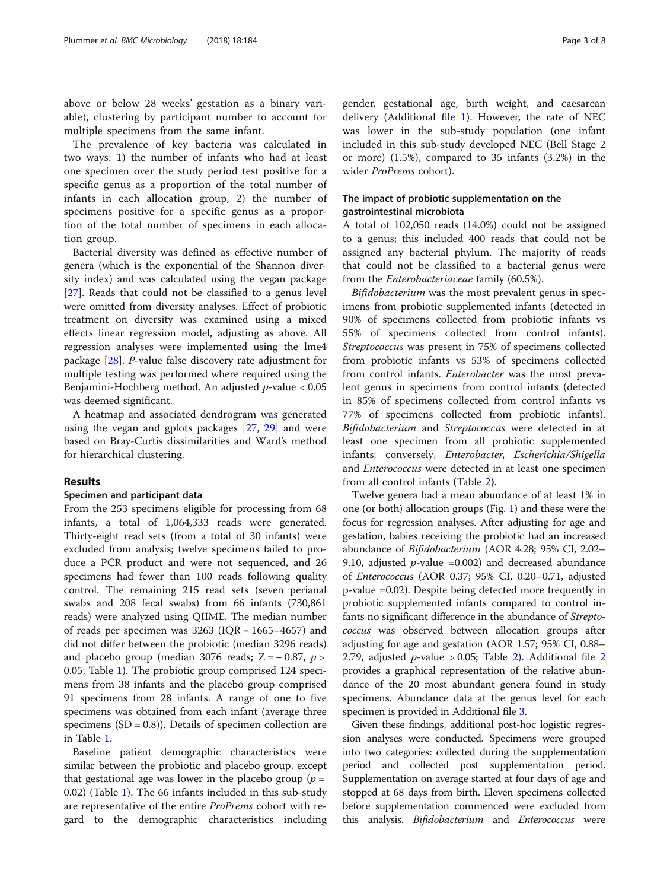above or below 28 weeks' gestation as a binary variable), clustering by participant number to account for multiple specimens from the same infant.

The prevalence of key bacteria was calculated in two ways: 1) the number of infants who had at least one specimen over the study period test positive for a specific genus as a proportion of the total number of infants in each allocation group, 2) the number of specimens positive for a specific genus as a proportion of the total number of specimens in each allocation group.

Bacterial diversity was defined as effective number of genera (which is the exponential of the Shannon diversity index) and was calculated using the vegan package [27]. Reads that could not be classified to a genus level were omitted from diversity analyses. Effect of probiotic treatment on diversity was examined using a mixed effects linear regression model, adjusting as above. All regression analyses were implemented using the lme4 package [28]. *P*-value false discovery rate adjustment for multiple testing was performed where required using the Benjamini-Hochberg method. An adjusted $p$-value < 0.05 was deemed significant.

A heatmap and associated dendrogram was generated using the vegan and gplots packages [27, 29] and were based on Bray-Curtis dissimilarities and Ward's method for hierarchical clustering.

## Results

### Specimen and participant data

From the 253 specimens eligible for processing from 68 infants, a total of 1,064,333 reads were generated. Thirty-eight read sets (from a total of 30 infants) were excluded from analysis; twelve specimens failed to produce a PCR product and were not sequenced, and 26 specimens had fewer than 100 reads following quality control. The remaining 215 read sets (seven perianal swabs and 208 fecal swabs) from 66 infants (730,861 reads) were analyzed using QIIME. The median number of reads per specimen was 3263 (IQR = 1665–4657) and did not differ between the probiotic (median 3296 reads) and placebo group (median 3076 reads; $Z = -0.87$, $p > 0.05$; Table 1). The probiotic group comprised 124 specimens from 38 infants and the placebo group comprised 91 specimens from 28 infants. A range of one to five specimens was obtained from each infant (average three specimens (SD = 0.8)). Details of specimen collection are in Table 1.

Baseline patient demographic characteristics were similar between the probiotic and placebo group, except that gestational age was lower in the placebo group ($p = 0.02$) (Table 1). The 66 infants included in this sub-study are representative of the entire *ProPrems* cohort with regard to the demographic characteristics including gender, gestational age, birth weight, and caesarean delivery (Additional file 1). However, the rate of NEC was lower in the sub-study population (one infant included in this sub-study developed NEC (Bell Stage 2 or more) (1.5%), compared to 35 infants (3.2%) in the wider *ProPrems* cohort).

### The impact of probiotic supplementation on the gastrointestinal microbiota

A total of 102,050 reads (14.0%) could not be assigned to a genus; this included 400 reads that could not be assigned any bacterial phylum. The majority of reads that could not be classified to a bacterial genus were from the *Enterobacteriaceae* family (60.5%).

*Bifidobacterium* was the most prevalent genus in specimens from probiotic supplemented infants (detected in 90% of specimens collected from probiotic infants vs 55% of specimens collected from control infants). *Streptococcus* was present in 75% of specimens collected from probiotic infants vs 53% of specimens collected from control infants. *Enterobacter* was the most prevalent genus in specimens from control infants (detected in 85% of specimens collected from control infants vs 77% of specimens collected from probiotic infants). *Bifidobacterium* and *Streptococcus* were detected in at least one specimen from all probiotic supplemented infants; conversely, *Enterobacter*, *Escherichia/Shigella* and *Enterococcus* were detected in at least one specimen from all control infants (Table 2).

Twelve genera had a mean abundance of at least 1% in one (or both) allocation groups (Fig. 1) and these were the focus for regression analyses. After adjusting for age and gestation, babies receiving the probiotic had an increased abundance of *Bifidobacterium* (AOR 4.28; 95% CI, 2.02–9.10, adjusted $p$-value =0.002) and decreased abundance of *Enterococcus* (AOR 0.37; 95% CI, 0.20–0.71, adjusted p-value =0.02). Despite being detected more frequently in probiotic supplemented infants compared to control infants no significant difference in the abundance of *Streptococcus* was observed between allocation groups after adjusting for age and gestation (AOR 1.57; 95% CI, 0.88–2.79, adjusted $p$-value > 0.05; Table 2). Additional file 2 provides a graphical representation of the relative abundance of the 20 most abundant genera found in study specimens. Abundance data at the genus level for each specimen is provided in Additional file 3.

Given these findings, additional post-hoc logistic regression analyses were conducted. Specimens were grouped into two categories: collected during the supplementation period and collected post supplementation period. Supplementation on average started at four days of age and stopped at 68 days from birth. Eleven specimens collected before supplementation commenced were excluded from this analysis. *Bifidobacterium* and *Enterococcus* were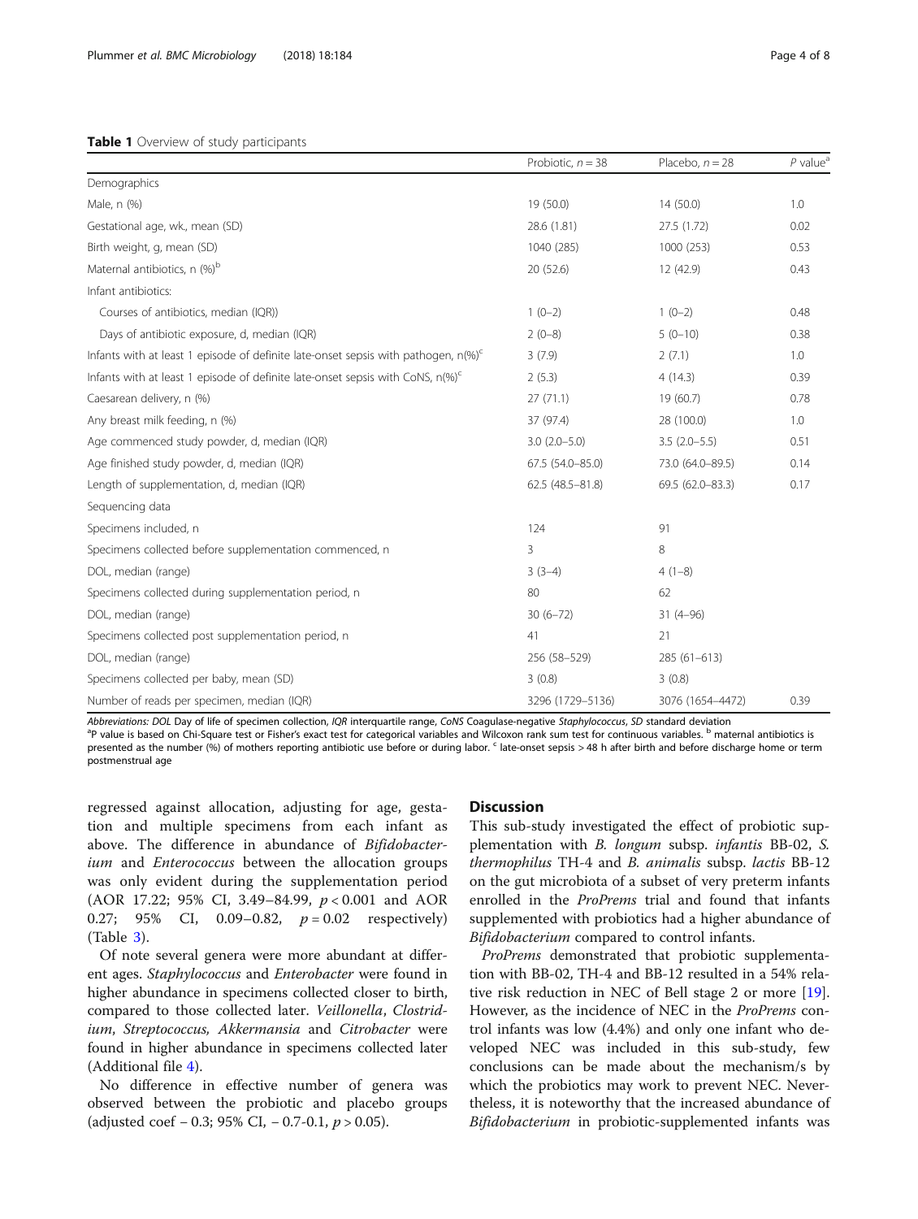**Table 1** Overview of study participants

| | Probiotic, *n* = 38 | Placebo, *n* = 28 | *P* value[a] |
|---|---|---|---|
| Demographics | | | |
| Male, n (%) | 19 (50.0) | 14 (50.0) | 1.0 |
| Gestational age, wk., mean (SD) | 28.6 (1.81) | 27.5 (1.72) | 0.02 |
| Birth weight, g, mean (SD) | 1040 (285) | 1000 (253) | 0.53 |
| Maternal antibiotics, n (%)[b] | 20 (52.6) | 12 (42.9) | 0.43 |
| Infant antibiotics: | | | |
| Courses of antibiotics, median (IQR)) | 1 (0–2) | 1 (0–2) | 0.48 |
| Days of antibiotic exposure, d, median (IQR) | 2 (0–8) | 5 (0–10) | 0.38 |
| Infants with at least 1 episode of definite late-onset sepsis with pathogen, n(%)[c] | 3 (7.9) | 2 (7.1) | 1.0 |
| Infants with at least 1 episode of definite late-onset sepsis with CoNS, n(%)[c] | 2 (5.3) | 4 (14.3) | 0.39 |
| Caesarean delivery, n (%) | 27 (71.1) | 19 (60.7) | 0.78 |
| Any breast milk feeding, n (%) | 37 (97.4) | 28 (100.0) | 1.0 |
| Age commenced study powder, d, median (IQR) | 3.0 (2.0–5.0) | 3.5 (2.0–5.5) | 0.51 |
| Age finished study powder, d, median (IQR) | 67.5 (54.0–85.0) | 73.0 (64.0–89.5) | 0.14 |
| Length of supplementation, d, median (IQR) | 62.5 (48.5–81.8) | 69.5 (62.0–83.3) | 0.17 |
| Sequencing data | | | |
| Specimens included, n | 124 | 91 | |
| Specimens collected before supplementation commenced, n | 3 | 8 | |
| DOL, median (range) | 3 (3–4) | 4 (1–8) | |
| Specimens collected during supplementation period, n | 80 | 62 | |
| DOL, median (range) | 30 (6–72) | 31 (4–96) | |
| Specimens collected post supplementation period, n | 41 | 21 | |
| DOL, median (range) | 256 (58–529) | 285 (61–613) | |
| Specimens collected per baby, mean (SD) | 3 (0.8) | 3 (0.8) | |
| Number of reads per specimen, median (IQR) | 3296 (1729–5136) | 3076 (1654–4472) | 0.39 |

*Abbreviations: DOL* Day of life of specimen collection, *IQR* interquartile range, *CoNS* Coagulase-negative *Staphylococcus*, *SD* standard deviation
[a]P value is based on Chi-Square test or Fisher's exact test for categorical variables and Wilcoxon rank sum test for continuous variables. [b] maternal antibiotics is presented as the number (%) of mothers reporting antibiotic use before or during labor. [c] late-onset sepsis > 48 h after birth and before discharge home or term postmenstrual age

regressed against allocation, adjusting for age, gestation and multiple specimens from each infant as above. The difference in abundance of *Bifidobacterium* and *Enterococcus* between the allocation groups was only evident during the supplementation period (AOR 17.22; 95% CI, 3.49–84.99, $p < 0.001$ and AOR 0.27; 95% CI, 0.09–0.82, $p = 0.02$ respectively) (Table 3).

Of note several genera were more abundant at different ages. *Staphylococcus* and *Enterobacter* were found in higher abundance in specimens collected closer to birth, compared to those collected later. *Veillonella*, *Clostridium*, *Streptococcus, Akkermansia* and *Citrobacter* were found in higher abundance in specimens collected later (Additional file 4).

No difference in effective number of genera was observed between the probiotic and placebo groups (adjusted coef − 0.3; 95% CI, − 0.7-0.1, $p > 0.05$).

## Discussion

This sub-study investigated the effect of probiotic supplementation with *B. longum* subsp. *infantis* BB-02, *S. thermophilus* TH-4 and *B. animalis* subsp. *lactis* BB-12 on the gut microbiota of a subset of very preterm infants enrolled in the *ProPrems* trial and found that infants supplemented with probiotics had a higher abundance of *Bifidobacterium* compared to control infants.

*ProPrems* demonstrated that probiotic supplementation with BB-02, TH-4 and BB-12 resulted in a 54% relative risk reduction in NEC of Bell stage 2 or more [19]. However, as the incidence of NEC in the *ProPrems* control infants was low (4.4%) and only one infant who developed NEC was included in this sub-study, few conclusions can be made about the mechanism/s by which the probiotics may work to prevent NEC. Nevertheless, it is noteworthy that the increased abundance of *Bifidobacterium* in probiotic-supplemented infants was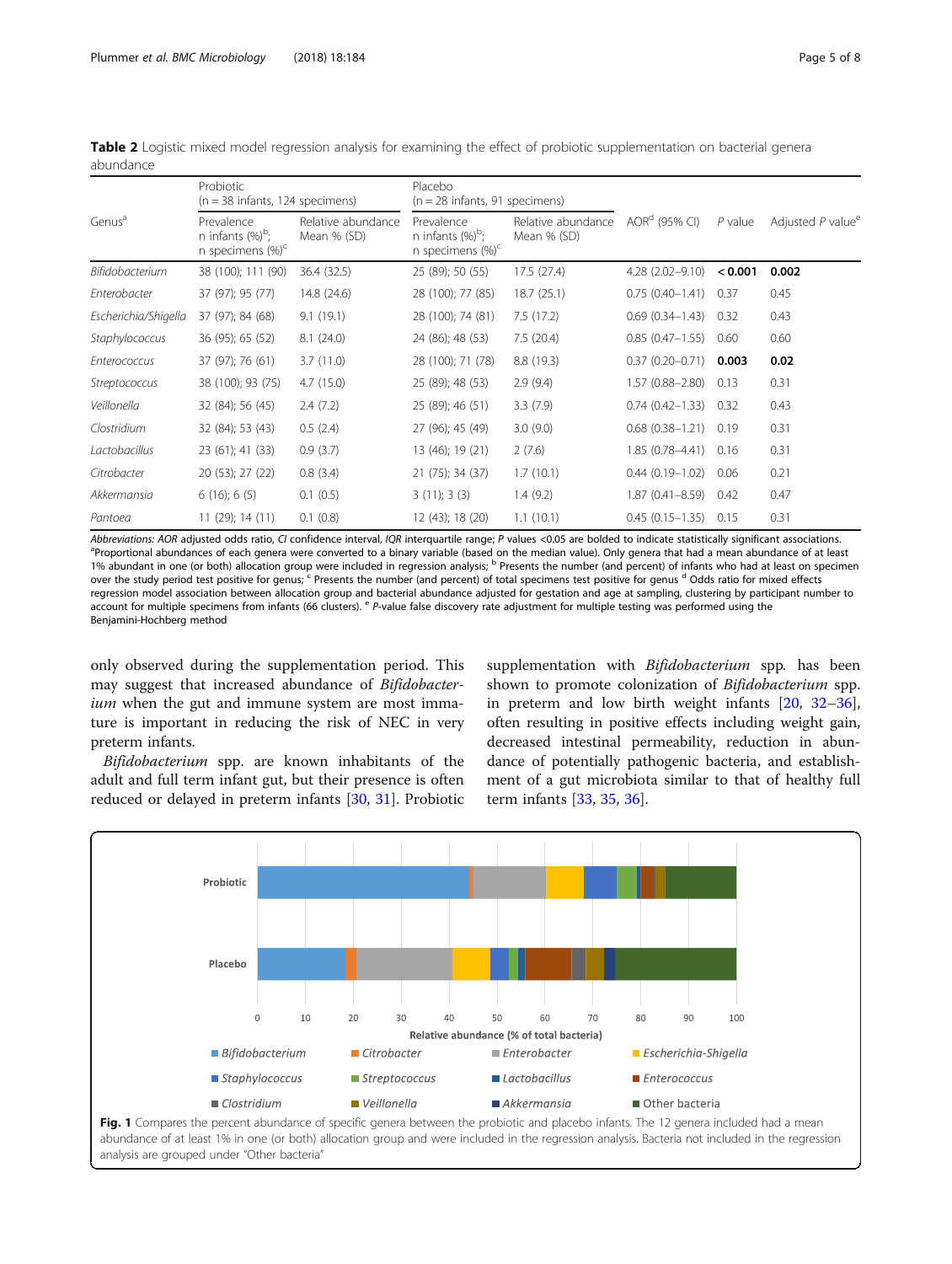**Table 2** Logistic mixed model regression analysis for examining the effect of probiotic supplementation on bacterial genera abundance

| Genus[a] | Probiotic (n = 38 infants, 124 specimens) | | Placebo (n = 28 infants, 91 specimens) | | AOR[d] (95% CI) | *P* value | Adjusted *P* value[e] |
|---|---|---|---|---|---|---|---|
| | Prevalence n infants (%)[b]; n specimens (%)[c] | Relative abundance Mean % (SD) | Prevalence n infants (%)[b]; n specimens (%)[c] | Relative abundance Mean % (SD) | | | |
| *Bifidobacterium* | 38 (100); 111 (90) | 36.4 (32.5) | 25 (89); 50 (55) | 17.5 (27.4) | 4.28 (2.02–9.10) | **< 0.001** | **0.002** |
| *Enterobacter* | 37 (97); 95 (77) | 14.8 (24.6) | 28 (100); 77 (85) | 18.7 (25.1) | 0.75 (0.40–1.41) | 0.37 | 0.45 |
| *Escherichia/Shigella* | 37 (97); 84 (68) | 9.1 (19.1) | 28 (100); 74 (81) | 7.5 (17.2) | 0.69 (0.34–1.43) | 0.32 | 0.43 |
| *Staphylococcus* | 36 (95); 65 (52) | 8.1 (24.0) | 24 (86); 48 (53) | 7.5 (20.4) | 0.85 (0.47–1.55) | 0.60 | 0.60 |
| *Enterococcus* | 37 (97); 76 (61) | 3.7 (11.0) | 28 (100); 71 (78) | 8.8 (19.3) | 0.37 (0.20–0.71) | **0.003** | **0.02** |
| *Streptococcus* | 38 (100); 93 (75) | 4.7 (15.0) | 25 (89); 48 (53) | 2.9 (9.4) | 1.57 (0.88–2.80) | 0.13 | 0.31 |
| *Veillonella* | 32 (84); 56 (45) | 2.4 (7.2) | 25 (89); 46 (51) | 3.3 (7.9) | 0.74 (0.42–1.33) | 0.32 | 0.43 |
| *Clostridium* | 32 (84); 53 (43) | 0.5 (2.4) | 27 (96); 45 (49) | 3.0 (9.0) | 0.68 (0.38–1.21) | 0.19 | 0.31 |
| *Lactobacillus* | 23 (61); 41 (33) | 0.9 (3.7) | 13 (46); 19 (21) | 2 (7.6) | 1.85 (0.78–4.41) | 0.16 | 0.31 |
| *Citrobacter* | 20 (53); 27 (22) | 0.8 (3.4) | 21 (75); 34 (37) | 1.7 (10.1) | 0.44 (0.19–1.02) | 0.06 | 0.21 |
| *Akkermansia* | 6 (16); 6 (5) | 0.1 (0.5) | 3 (11); 3 (3) | 1.4 (9.2) | 1.87 (0.41–8.59) | 0.42 | 0.47 |
| *Pantoea* | 11 (29); 14 (11) | 0.1 (0.8) | 12 (43); 18 (20) | 1.1 (10.1) | 0.45 (0.15–1.35) | 0.15 | 0.31 |

*Abbreviations: AOR* adjusted odds ratio, *CI* confidence interval, *IQR* interquartile range; *P* values <0.05 are bolded to indicate statistically significant associations.
[a]Proportional abundances of each genera were converted to a binary variable (based on the median value). Only genera that had a mean abundance of at least 1% abundant in one (or both) allocation group were included in regression analysis; [b] Presents the number (and percent) of infants who had at least on specimen over the study period test positive for genus; [c] Presents the number (and percent) of total specimens test positive for genus [d] Odds ratio for mixed effects regression model association between allocation group and bacterial abundance adjusted for gestation and age at sampling, clustering by participant number to account for multiple specimens from infants (66 clusters). [e] *P*-value false discovery rate adjustment for multiple testing was performed using the Benjamini-Hochberg method

only observed during the supplementation period. This may suggest that increased abundance of *Bifidobacterium* when the gut and immune system are most immature is important in reducing the risk of NEC in very preterm infants.

*Bifidobacterium* spp. are known inhabitants of the adult and full term infant gut, but their presence is often reduced or delayed in preterm infants [30, 31]. Probiotic supplementation with *Bifidobacterium* spp. has been shown to promote colonization of *Bifidobacterium* spp. in preterm and low birth weight infants [20, 32–36], often resulting in positive effects including weight gain, decreased intestinal permeability, reduction in abundance of potentially pathogenic bacteria, and establishment of a gut microbiota similar to that of healthy full term infants [33, 35, 36].

**Fig. 1** Compares the percent abundance of specific genera between the probiotic and placebo infants. The 12 genera included had a mean abundance of at least 1% in one (or both) allocation group and were included in the regression analysis. Bacteria not included in the regression analysis are grouped under "Other bacteria"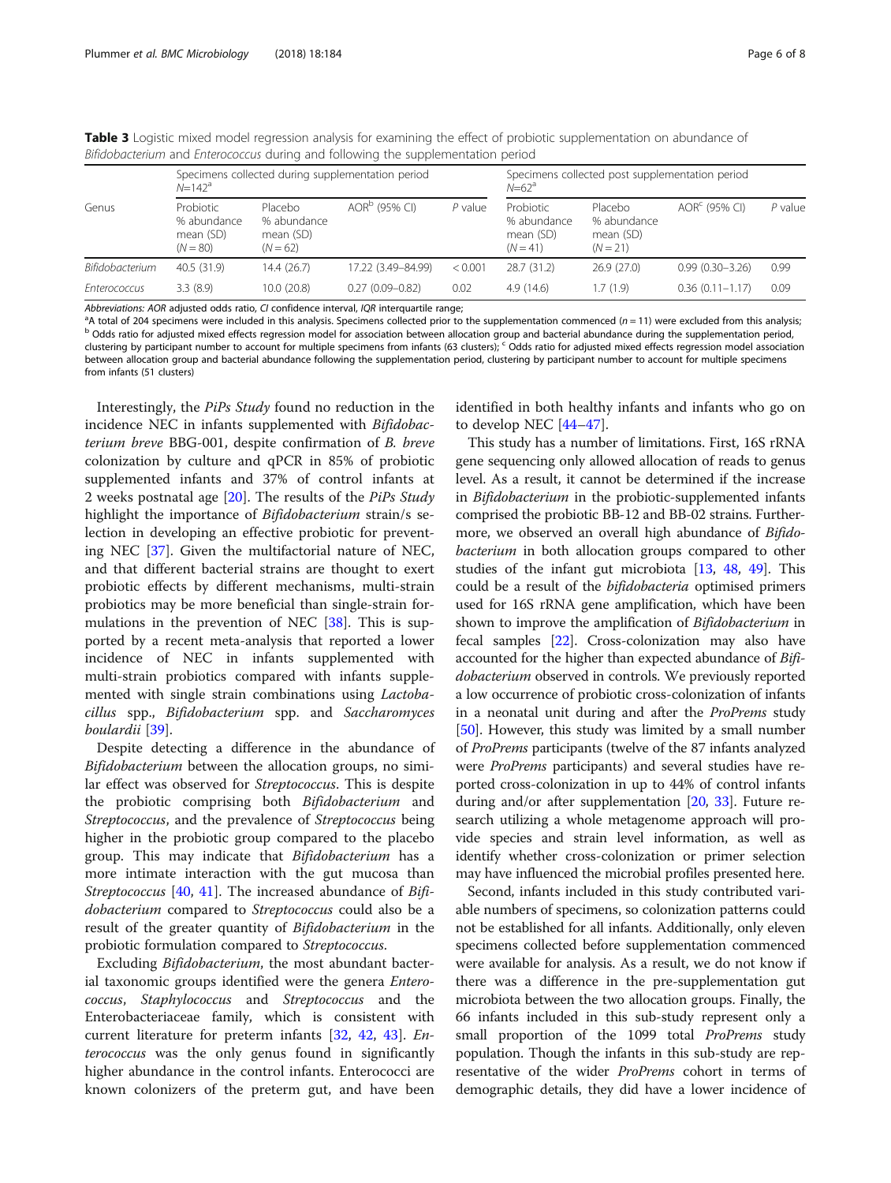**Table 3** Logistic mixed model regression analysis for examining the effect of probiotic supplementation on abundance of *Bifidobacterium* and *Enterococcus* during and following the supplementation period

| Genus | Specimens collected during supplementation period $N$=142[a] | | | | Specimens collected post supplementation period $N$=62[a] | | | |
|---|---|---|---|---|---|---|---|---|
| | Probiotic % abundance mean (SD) ($N$ = 80) | Placebo % abundance mean (SD) ($N$ = 62) | AOR[b] (95% CI) | $P$ value | Probiotic % abundance mean (SD) ($N$ = 41) | Placebo % abundance mean (SD) ($N$ = 21) | AOR[c] (95% CI) | $P$ value |
| *Bifidobacterium* | 40.5 (31.9) | 14.4 (26.7) | 17.22 (3.49–84.99) | < 0.001 | 28.7 (31.2) | 26.9 (27.0) | 0.99 (0.30–3.26) | 0.99 |
| *Enterococcus* | 3.3 (8.9) | 10.0 (20.8) | 0.27 (0.09–0.82) | 0.02 | 4.9 (14.6) | 1.7 (1.9) | 0.36 (0.11–1.17) | 0.09 |

*Abbreviations: AOR* adjusted odds ratio, *CI* confidence interval, *IQR* interquartile range;
[a]A total of 204 specimens were included in this analysis. Specimens collected prior to the supplementation commenced ($n$ = 11) were excluded from this analysis; [b] Odds ratio for adjusted mixed effects regression model for association between allocation group and bacterial abundance during the supplementation period, clustering by participant number to account for multiple specimens from infants (63 clusters); [c] Odds ratio for adjusted mixed effects regression model association between allocation group and bacterial abundance following the supplementation period, clustering by participant number to account for multiple specimens from infants (51 clusters)

Interestingly, the *PiPs Study* found no reduction in the incidence NEC in infants supplemented with *Bifidobacterium breve* BBG-001, despite confirmation of *B. breve* colonization by culture and qPCR in 85% of probiotic supplemented infants and 37% of control infants at 2 weeks postnatal age [20]. The results of the *PiPs Study* highlight the importance of *Bifidobacterium* strain/s selection in developing an effective probiotic for preventing NEC [37]. Given the multifactorial nature of NEC, and that different bacterial strains are thought to exert probiotic effects by different mechanisms, multi-strain probiotics may be more beneficial than single-strain formulations in the prevention of NEC [38]. This is supported by a recent meta-analysis that reported a lower incidence of NEC in infants supplemented with multi-strain probiotics compared with infants supplemented with single strain combinations using *Lactobacillus* spp., *Bifidobacterium* spp. and *Saccharomyces boulardii* [39].

Despite detecting a difference in the abundance of *Bifidobacterium* between the allocation groups, no similar effect was observed for *Streptococcus*. This is despite the probiotic comprising both *Bifidobacterium* and *Streptococcus*, and the prevalence of *Streptococcus* being higher in the probiotic group compared to the placebo group. This may indicate that *Bifidobacterium* has a more intimate interaction with the gut mucosa than *Streptococcus* [40, 41]. The increased abundance of *Bifidobacterium* compared to *Streptococcus* could also be a result of the greater quantity of *Bifidobacterium* in the probiotic formulation compared to *Streptococcus*.

Excluding *Bifidobacterium*, the most abundant bacterial taxonomic groups identified were the genera *Enterococcus*, *Staphylococcus* and *Streptococcus* and the Enterobacteriaceae family, which is consistent with current literature for preterm infants [32, 42, 43]. *Enterococcus* was the only genus found in significantly higher abundance in the control infants. Enterococci are known colonizers of the preterm gut, and have been identified in both healthy infants and infants who go on to develop NEC [44–47].

This study has a number of limitations. First, 16S rRNA gene sequencing only allowed allocation of reads to genus level. As a result, it cannot be determined if the increase in *Bifidobacterium* in the probiotic-supplemented infants comprised the probiotic BB-12 and BB-02 strains. Furthermore, we observed an overall high abundance of *Bifidobacterium* in both allocation groups compared to other studies of the infant gut microbiota [13, 48, 49]. This could be a result of the *bifidobacteria* optimised primers used for 16S rRNA gene amplification, which have been shown to improve the amplification of *Bifidobacterium* in fecal samples [22]. Cross-colonization may also have accounted for the higher than expected abundance of *Bifidobacterium* observed in controls. We previously reported a low occurrence of probiotic cross-colonization of infants in a neonatal unit during and after the *ProPrems* study [50]. However, this study was limited by a small number of *ProPrems* participants (twelve of the 87 infants analyzed were *ProPrems* participants) and several studies have reported cross-colonization in up to 44% of control infants during and/or after supplementation [20, 33]. Future research utilizing a whole metagenome approach will provide species and strain level information, as well as identify whether cross-colonization or primer selection may have influenced the microbial profiles presented here.

Second, infants included in this study contributed variable numbers of specimens, so colonization patterns could not be established for all infants. Additionally, only eleven specimens collected before supplementation commenced were available for analysis. As a result, we do not know if there was a difference in the pre-supplementation gut microbiota between the two allocation groups. Finally, the 66 infants included in this sub-study represent only a small proportion of the 1099 total *ProPrems* study population. Though the infants in this sub-study are representative of the wider *ProPrems* cohort in terms of demographic details, they did have a lower incidence of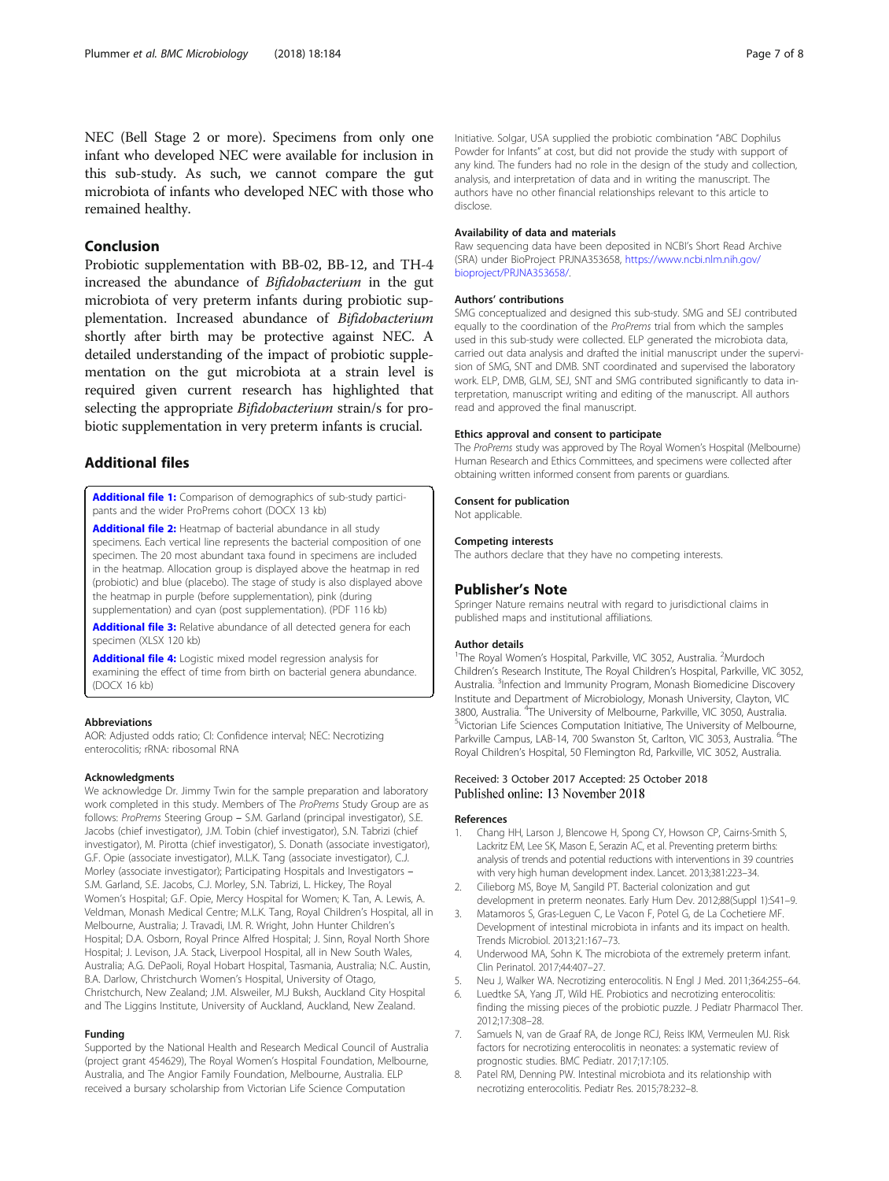NEC (Bell Stage 2 or more). Specimens from only one infant who developed NEC were available for inclusion in this sub-study. As such, we cannot compare the gut microbiota of infants who developed NEC with those who remained healthy.

## Conclusion

Probiotic supplementation with BB-02, BB-12, and TH-4 increased the abundance of *Bifidobacterium* in the gut microbiota of very preterm infants during probiotic supplementation. Increased abundance of *Bifidobacterium* shortly after birth may be protective against NEC. A detailed understanding of the impact of probiotic supplementation on the gut microbiota at a strain level is required given current research has highlighted that selecting the appropriate *Bifidobacterium* strain/s for probiotic supplementation in very preterm infants is crucial.

## Additional files

**Additional file 1:** Comparison of demographics of sub-study participants and the wider ProPrems cohort (DOCX 13 kb)

**Additional file 2:** Heatmap of bacterial abundance in all study specimens. Each vertical line represents the bacterial composition of one specimen. The 20 most abundant taxa found in specimens are included in the heatmap. Allocation group is displayed above the heatmap in red (probiotic) and blue (placebo). The stage of study is also displayed above the heatmap in purple (before supplementation), pink (during supplementation) and cyan (post supplementation). (PDF 116 kb)

**Additional file 3:** Relative abundance of all detected genera for each specimen (XLSX 120 kb)

**Additional file 4:** Logistic mixed model regression analysis for examining the effect of time from birth on bacterial genera abundance. (DOCX 16 kb)

### Abbreviations

AOR: Adjusted odds ratio; CI: Confidence interval; NEC: Necrotizing enterocolitis; rRNA: ribosomal RNA

### Acknowledgments

We acknowledge Dr. Jimmy Twin for the sample preparation and laboratory work completed in this study. Members of The *ProPrems* Study Group are as follows: *ProPrems* Steering Group – S.M. Garland (principal investigator), S.E. Jacobs (chief investigator), J.M. Tobin (chief investigator), S.N. Tabrizi (chief investigator), M. Pirotta (chief investigator), S. Donath (associate investigator), G.F. Opie (associate investigator), M.L.K. Tang (associate investigator), C.J. Morley (associate investigator); Participating Hospitals and Investigators – S.M. Garland, S.E. Jacobs, C.J. Morley, S.N. Tabrizi, L. Hickey, The Royal Women's Hospital; G.F. Opie, Mercy Hospital for Women; K. Tan, A. Lewis, A. Veldman, Monash Medical Centre; M.L.K. Tang, Royal Children's Hospital, all in Melbourne, Australia; J. Travadi, I.M. R. Wright, John Hunter Children's Hospital; D.A. Osborn, Royal Prince Alfred Hospital; J. Sinn, Royal North Shore Hospital; J. Levison, J.A. Stack, Liverpool Hospital, all in New South Wales, Australia; A.G. DePaoli, Royal Hobart Hospital, Tasmania, Australia; N.C. Austin, B.A. Darlow, Christchurch Women's Hospital, University of Otago, Christchurch, New Zealand; J.M. Alsweiler, M.J Buksh, Auckland City Hospital and The Liggins Institute, University of Auckland, Auckland, New Zealand.

### Funding

Supported by the National Health and Research Medical Council of Australia (project grant 454629), The Royal Women's Hospital Foundation, Melbourne, Australia, and The Angior Family Foundation, Melbourne, Australia. ELP received a bursary scholarship from Victorian Life Science Computation Initiative. Solgar, USA supplied the probiotic combination "ABC Dophilus Powder for Infants" at cost, but did not provide the study with support of any kind. The funders had no role in the design of the study and collection, analysis, and interpretation of data and in writing the manuscript. The authors have no other financial relationships relevant to this article to disclose.

### Availability of data and materials

Raw sequencing data have been deposited in NCBI's Short Read Archive (SRA) under BioProject PRJNA353658, https://www.ncbi.nlm.nih.gov/bioproject/PRJNA353658/.

### Authors' contributions

SMG conceptualized and designed this sub-study. SMG and SEJ contributed equally to the coordination of the *ProPrems* trial from which the samples used in this sub-study were collected. ELP generated the microbiota data, carried out data analysis and drafted the initial manuscript under the supervision of SMG, SNT and DMB. SNT coordinated and supervised the laboratory work. ELP, DMB, GLM, SEJ, SNT and SMG contributed significantly to data interpretation, manuscript writing and editing of the manuscript. All authors read and approved the final manuscript.

### Ethics approval and consent to participate

The *ProPrems* study was approved by The Royal Women's Hospital (Melbourne) Human Research and Ethics Committees, and specimens were collected after obtaining written informed consent from parents or guardians.

### Consent for publication

Not applicable.

### Competing interests

The authors declare that they have no competing interests.

## Publisher's Note

Springer Nature remains neutral with regard to jurisdictional claims in published maps and institutional affiliations.

### Author details

[1]The Royal Women's Hospital, Parkville, VIC 3052, Australia. [2]Murdoch Children's Research Institute, The Royal Children's Hospital, Parkville, VIC 3052, Australia. [3]Infection and Immunity Program, Monash Biomedicine Discovery Institute and Department of Microbiology, Monash University, Clayton, VIC 3800, Australia. [4]The University of Melbourne, Parkville, VIC 3050, Australia. [5]Victorian Life Sciences Computation Initiative, The University of Melbourne, Parkville Campus, LAB-14, 700 Swanston St, Carlton, VIC 3053, Australia. [6]The Royal Children's Hospital, 50 Flemington Rd, Parkville, VIC 3052, Australia.

Received: 3 October 2017 Accepted: 25 October 2018
Published online: 13 November 2018

### References

1. Chang HH, Larson J, Blencowe H, Spong CY, Howson CP, Cairns-Smith S, Lackritz EM, Lee SK, Mason E, Serazin AC, et al. Preventing preterm births: analysis of trends and potential reductions with interventions in 39 countries with very high human development index. Lancet. 2013;381:223–34.
2. Cilieborg MS, Boye M, Sangild PT. Bacterial colonization and gut development in preterm neonates. Early Hum Dev. 2012;88(Suppl 1):S41–9.
3. Matamoros S, Gras-Leguen C, Le Vacon F, Potel G, de La Cochetiere MF. Development of intestinal microbiota in infants and its impact on health. Trends Microbiol. 2013;21:167–73.
4. Underwood MA, Sohn K. The microbiota of the extremely preterm infant. Clin Perinatol. 2017;44:407–27.
5. Neu J, Walker WA. Necrotizing enterocolitis. N Engl J Med. 2011;364:255–64.
6. Luedtke SA, Yang JT, Wild HE. Probiotics and necrotizing enterocolitis: finding the missing pieces of the probiotic puzzle. J Pediatr Pharmacol Ther. 2012;17:308–28.
7. Samuels N, van de Graaf RA, de Jonge RCJ, Reiss IKM, Vermeulen MJ. Risk factors for necrotizing enterocolitis in neonates: a systematic review of prognostic studies. BMC Pediatr. 2017;17:105.
8. Patel RM, Denning PW. Intestinal microbiota and its relationship with necrotizing enterocolitis. Pediatr Res. 2015;78:232–8.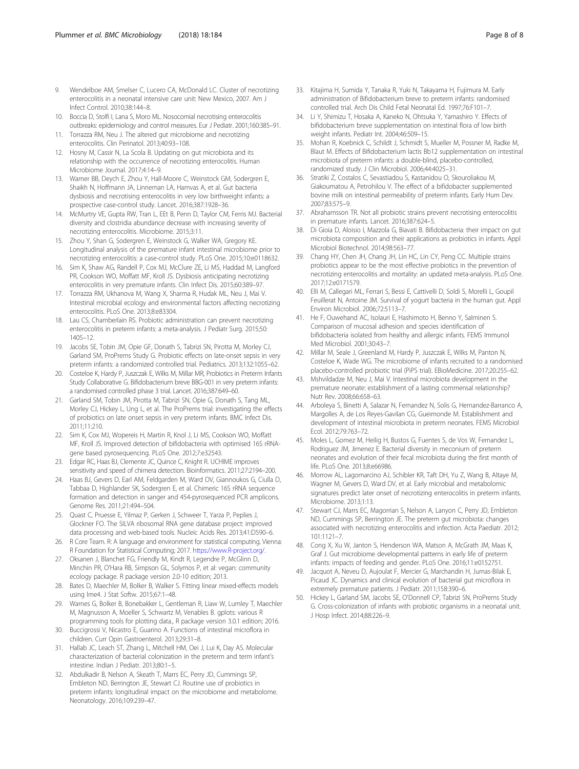9. Wendelboe AM, Smelser C, Lucero CA, McDonald LC. Cluster of necrotizing enterocolitis in a neonatal intensive care unit: New Mexico, 2007. Am J Infect Control. 2010;38:144–8.
10. Boccia D, Stolfi I, Lana S, Moro ML. Nosocomial necrotising enterocolitis outbreaks: epidemiology and control measures. Eur J Pediatr. 2001;160:385–91.
11. Torrazza RM, Neu J. The altered gut microbiome and necrotizing enterocolitis. Clin Perinatol. 2013;40:93–108.
12. Hosny M, Cassir N, La Scola B. Updating on gut microbiota and its relationship with the occurrence of necrotizing enterocolitis. Human Microbiome Journal. 2017;4:14–9.
13. Warner BB, Deych E, Zhou Y, Hall-Moore C, Weinstock GM, Sodergren E, Shaikh N, Hoffmann JA, Linneman LA, Hamvas A, et al. Gut bacteria dysbiosis and necrotising enterocolitis in very low birthweight infants: a prospective case-control study. Lancet. 2016;387:1928–36.
14. McMurtry VE, Gupta RW, Tran L, EEt B, Penn D, Taylor CM, Ferris MJ. Bacterial diversity and clostridia abundance decrease with increasing severity of necrotizing enterocolitis. Microbiome. 2015;3:11.
15. Zhou Y, Shan G, Sodergren E, Weinstock G, Walker WA, Gregory KE. Longitudinal analysis of the premature infant intestinal microbiome prior to necrotizing enterocolitis: a case-control study. PLoS One. 2015;10:e0118632.
16. Sim K, Shaw AG, Randell P, Cox MJ, McClure ZE, Li MS, Haddad M, Langford PR, Cookson WO, Moffatt MF, Kroll JS. Dysbiosis anticipating necrotizing enterocolitis in very premature infants. Clin Infect Dis. 2015;60:389–97.
17. Torrazza RM, Ukhanova M, Wang X, Sharma R, Hudak ML, Neu J, Mai V. Intestinal microbial ecology and environmental factors affecting necrotizing enterocolitis. PLoS One. 2013;8:e83304.
18. Lau CS, Chamberlain RS. Probiotic administration can prevent necrotizing enterocolitis in preterm infants: a meta-analysis. J Pediatr Surg. 2015;50:1405–12.
19. Jacobs SE, Tobin JM, Opie GF, Donath S, Tabrizi SN, Pirotta M, Morley CJ, Garland SM, ProPrems Study G. Probiotic effects on late-onset sepsis in very preterm infants: a randomized controlled trial. Pediatrics. 2013;132:1055–62.
20. Costeloe K, Hardy P, Juszczak E, Wilks M, Millar MR, Probiotics in Preterm Infants Study Collaborative G. Bifidobacterium breve BBG-001 in very preterm infants: a randomised controlled phase 3 trial. Lancet. 2016;387:649–60.
21. Garland SM, Tobin JM, Pirotta M, Tabrizi SN, Opie G, Donath S, Tang ML, Morley CJ, Hickey L, Ung L, et al. The ProPrems trial: investigating the effects of probiotics on late onset sepsis in very preterm infants. BMC Infect Dis. 2011;11:210.
22. Sim K, Cox MJ, Wopereis H, Martin R, Knol J, Li MS, Cookson WO, Moffatt MF, Kroll JS. Improved detection of bifidobacteria with optimised 16S rRNA-gene based pyrosequencing. PLoS One. 2012;7:e32543.
23. Edgar RC, Haas BJ, Clemente JC, Quince C, Knight R. UCHIME improves sensitivity and speed of chimera detection. Bioinformatics. 2011;27:2194–200.
24. Haas BJ, Gevers D, Earl AM, Feldgarden M, Ward DV, Giannoukos G, Ciulla D, Tabbaa D, Highlander SK, Sodergren E, et al. Chimeric 16S rRNA sequence formation and detection in sanger and 454-pyrosequenced PCR amplicons. Genome Res. 2011;21:494–504.
25. Quast C, Pruesse E, Yilmaz P, Gerken J, Schweer T, Yarza P, Peplies J, Glockner FO. The SILVA ribosomal RNA gene database project: improved data processing and web-based tools. Nucleic Acids Res. 2013;41:D590–6.
26. R Core Team. R: A language and environment for statistical computing. Vienna: R Foundation for Statistical Computing; 2017. https://www.R-project.org/.
27. Oksanen J, Blanchet FG, Friendly M, Kindt R, Legendre P, McGlinn D, Minchin PR, O'Hara RB, Simpson GL, Solymos P, et al: vegan: community ecology package. R package version 2.0-10 edition; 2013.
28. Bates D, Maechler M, Bolker B, Walker S. Fitting linear mixed-effects models using lme4. J Stat Softw. 2015;67:1–48.
29. Warnes G, Bolker B, Bonebakker L, Gentleman R, Liaw W, Lumley T, Maechler M, Magnusson A, Moeller S, Schwartz M, Venables B. gplots: various R programming tools for plotting data., R package version 3.0.1 edition; 2016.
30. Buccigrossi V, Nicastro E, Guarino A. Functions of intestinal microflora in children. Curr Opin Gastroenterol. 2013;29:31–8.
31. Hallab JC, Leach ST, Zhang L, Mitchell HM, Oei J, Lui K, Day AS. Molecular characterization of bacterial colonization in the preterm and term infant's intestine. Indian J Pediatr. 2013;80:1–5.
32. Abdulkadir B, Nelson A, Skeath T, Marrs EC, Perry JD, Cummings SP, Embleton ND, Berrington JE, Stewart CJ. Routine use of probiotics in preterm infants: longitudinal impact on the microbiome and metabolome. Neonatology. 2016;109:239–47.
33. Kitajima H, Sumida Y, Tanaka R, Yuki N, Takayama H, Fujimura M. Early administration of Bifidobacterium breve to preterm infants: randomised controlled trial. Arch Dis Child Fetal Neonatal Ed. 1997;76:F101–7.
34. Li Y, Shimizu T, Hosaka A, Kaneko N, Ohtsuka Y, Yamashiro Y. Effects of bifidobacterium breve supplementation on intestinal flora of low birth weight infants. Pediatr Int. 2004;46:509–15.
35. Mohan R, Koebnick C, Schildt J, Schmidt S, Mueller M, Possner M, Radke M, Blaut M. Effects of Bifidobacterium lactis Bb12 supplementation on intestinal microbiota of preterm infants: a double-blind, placebo-controlled, randomized study. J Clin Microbiol. 2006;44:4025–31.
36. Stratiki Z, Costalos C, Sevastiadou S, Kastanidou O, Skouroliakou M, Giakoumatou A, Petrohilou V. The effect of a bifidobacter supplemented bovine milk on intestinal permeability of preterm infants. Early Hum Dev. 2007;83:575–9.
37. Abrahamsson TR. Not all probiotic strains prevent necrotising enterocolitis in premature infants. Lancet. 2016;387:624–5.
38. Di Gioia D, Aloisio I, Mazzola G, Biavati B. Bifidobacteria: their impact on gut microbiota composition and their applications as probiotics in infants. Appl Microbiol Biotechnol. 2014;98:563–77.
39. Chang HY, Chen JH, Chang JH, Lin HC, Lin CY, Peng CC. Multiple strains probiotics appear to be the most effective probiotics in the prevention of necrotizing enterocolitis and mortality: an updated meta-analysis. PLoS One. 2017;12:e0171579.
40. Elli M, Callegari ML, Ferrari S, Bessi E, Cattivelli D, Soldi S, Morelli L, Goupil Feuillerat N, Antoine JM. Survival of yogurt bacteria in the human gut. Appl Environ Microbiol. 2006;72:5113–7.
41. He F, Ouwehand AC, Isolauri E, Hashimoto H, Benno Y, Salminen S. Comparison of mucosal adhesion and species identification of bifidobacteria isolated from healthy and allergic infants. FEMS Immunol Med Microbiol. 2001;30:43–7.
42. Millar M, Seale J, Greenland M, Hardy P, Juszczak E, Wilks M, Panton N, Costeloe K, Wade WG. The microbiome of infants recruited to a randomised placebo-controlled probiotic trial (PiPS trial). EBioMedicine. 2017;20:255–62.
43. Mshvildadze M, Neu J, Mai V. Intestinal microbiota development in the premature neonate: establishment of a lasting commensal relationship? Nutr Rev. 2008;66:658–63.
44. Arboleya S, Binetti A, Salazar N, Fernandez N, Solis G, Hernandez-Barranco A, Margolles A, de Los Reyes-Gavilan CG, Gueimonde M. Establishment and development of intestinal microbiota in preterm neonates. FEMS Microbiol Ecol. 2012;79:763–72.
45. Moles L, Gomez M, Heilig H, Bustos G, Fuentes S, de Vos W, Fernandez L, Rodriguez JM, Jimenez E. Bacterial diversity in meconium of preterm neonates and evolution of their fecal microbiota during the first month of life. PLoS One. 2013;8:e66986.
46. Morrow AL, Lagomarcino AJ, Schibler KR, Taft DH, Yu Z, Wang B, Altaye M, Wagner M, Gevers D, Ward DV, et al. Early microbial and metabolomic signatures predict later onset of necrotizing enterocolitis in preterm infants. Microbiome. 2013;1:13.
47. Stewart CJ, Marrs EC, Magorrian S, Nelson A, Lanyon C, Perry JD, Embleton ND, Cummings SP, Berrington JE. The preterm gut microbiota: changes associated with necrotizing enterocolitis and infection. Acta Paediatr. 2012;101:1121–7.
48. Cong X, Xu W, Janton S, Henderson WA, Matson A, McGrath JM, Maas K, Graf J. Gut microbiome developmental patterns in early life of preterm infants: impacts of feeding and gender. PLoS One. 2016;11:e0152751.
49. Jacquot A, Neveu D, Aujoulat F, Mercier G, Marchandin H, Jumas-Bilak E, Picaud JC. Dynamics and clinical evolution of bacterial gut microflora in extremely premature patients. J Pediatr. 2011;158:390–6.
50. Hickey L, Garland SM, Jacobs SE, O'Donnell CP, Tabrizi SN, ProPrems Study G. Cross-colonization of infants with probiotic organisms in a neonatal unit. J Hosp Infect. 2014;88:226–9.